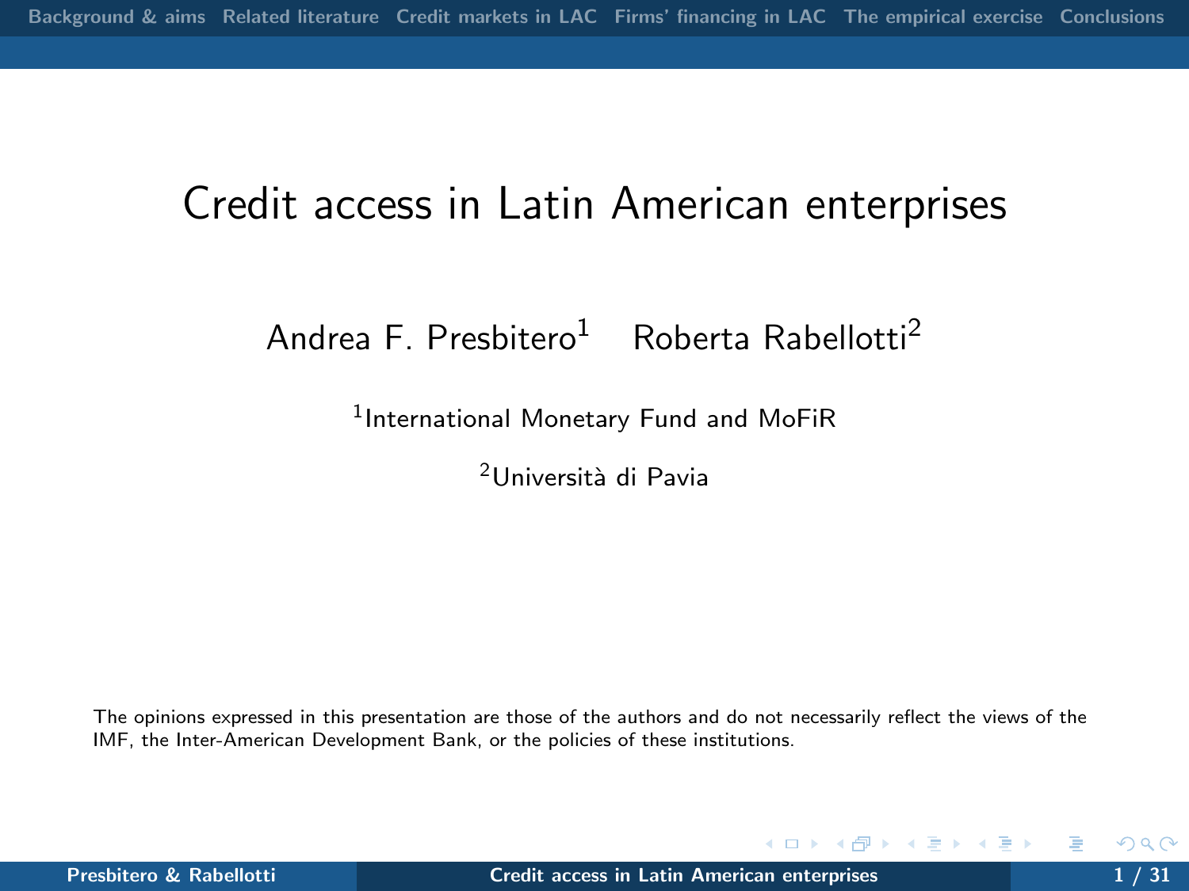# Credit access in Latin American enterprises

Andrea F. Presbitero[1] Roberta Rabellotti[2]

[1]International Monetary Fund and MoFiR

[2]Università di Pavia

The opinions expressed in this presentation are those of the authors and do not necessarily reflect the views of the IMF, the Inter-American Development Bank, or the policies of these institutions.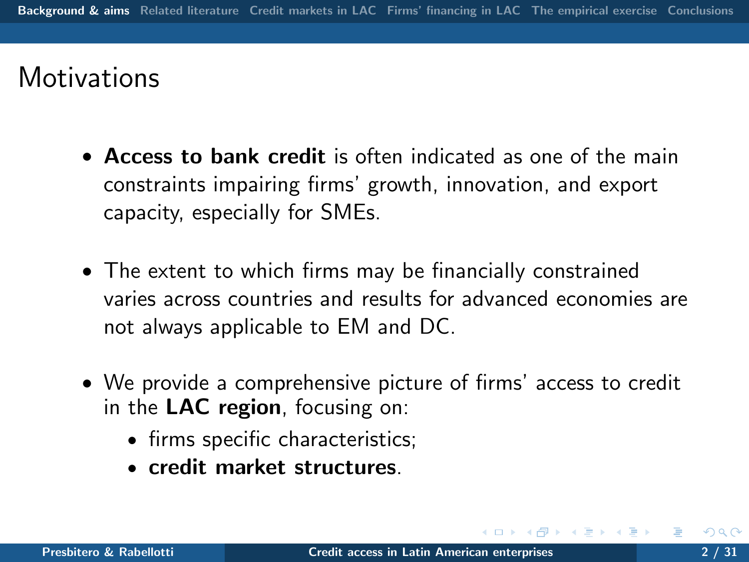# Motivations

- **Access to bank credit** is often indicated as one of the main constraints impairing firms' growth, innovation, and export capacity, especially for SMEs.
- The extent to which firms may be financially constrained varies across countries and results for advanced economies are not always applicable to EM and DC.
- We provide a comprehensive picture of firms' access to credit in the **LAC region**, focusing on:
  - firms specific characteristics;
  - **credit market structures**.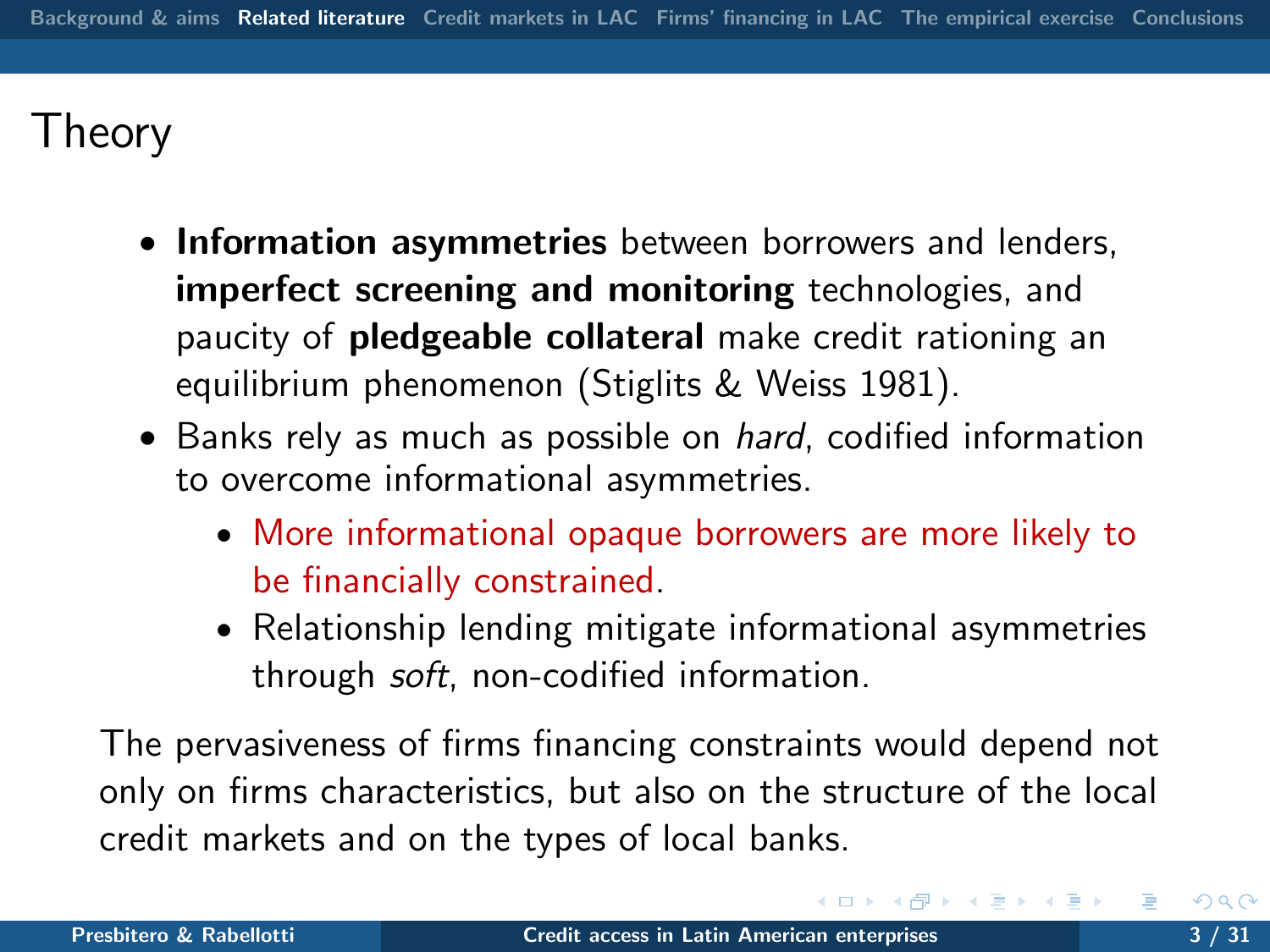# Theory

- **Information asymmetries** between borrowers and lenders, **imperfect screening and monitoring** technologies, and paucity of **pledgeable collateral** make credit rationing an equilibrium phenomenon (Stiglits & Weiss 1981).
- Banks rely as much as possible on *hard*, codified information to overcome informational asymmetries.
  - More informational opaque borrowers are more likely to be financially constrained.
  - Relationship lending mitigate informational asymmetries through *soft*, non-codified information.

The pervasiveness of firms financing constraints would depend not only on firms characteristics, but also on the structure of the local credit markets and on the types of local banks.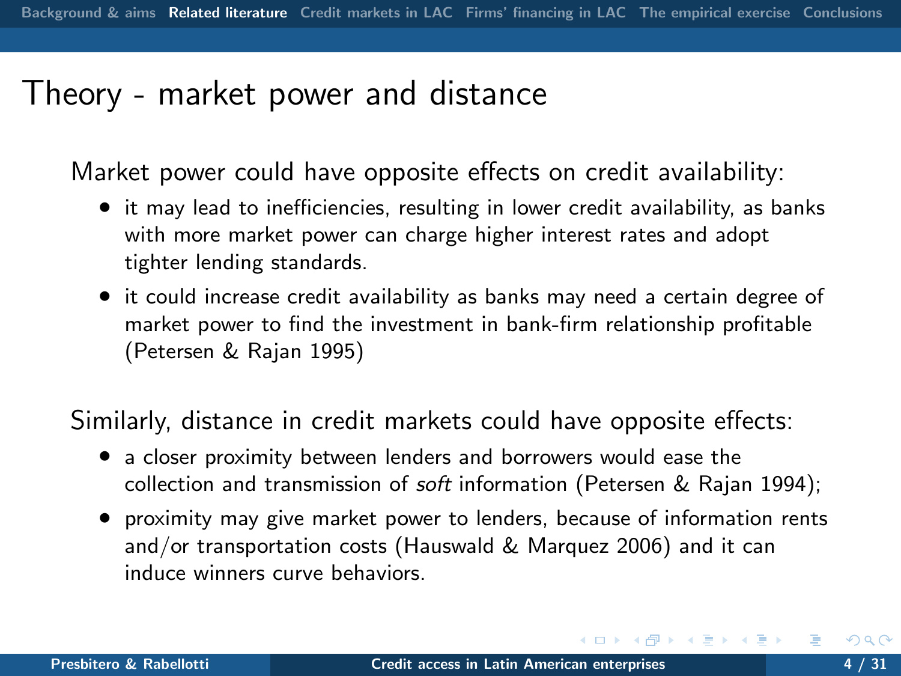# Theory - market power and distance

Market power could have opposite effects on credit availability:

- it may lead to inefficiencies, resulting in lower credit availability, as banks with more market power can charge higher interest rates and adopt tighter lending standards.
- it could increase credit availability as banks may need a certain degree of market power to find the investment in bank-firm relationship profitable (Petersen & Rajan 1995)

Similarly, distance in credit markets could have opposite effects:

- a closer proximity between lenders and borrowers would ease the collection and transmission of *soft* information (Petersen & Rajan 1994);
- proximity may give market power to lenders, because of information rents and/or transportation costs (Hauswald & Marquez 2006) and it can induce winners curve behaviors.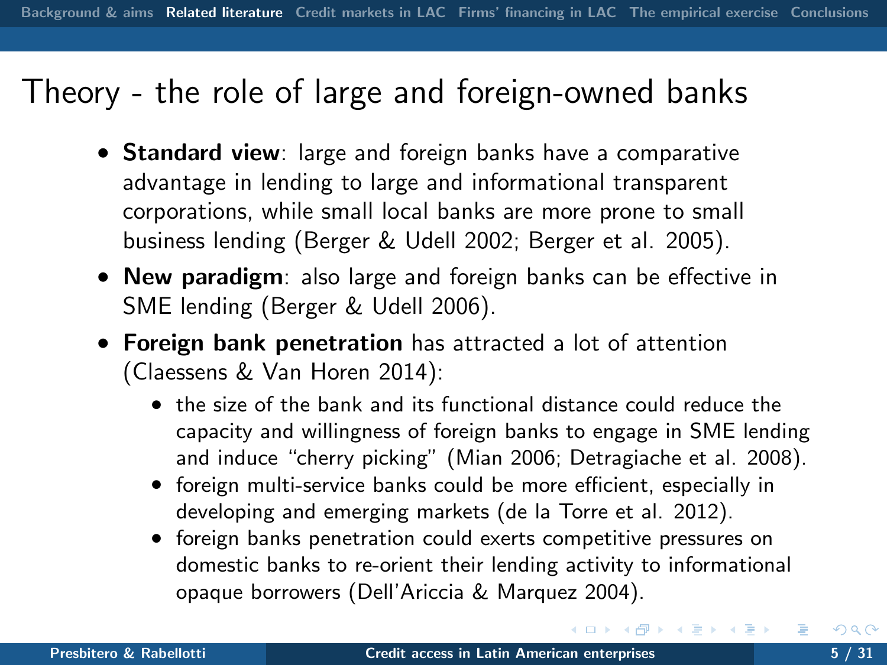# Theory - the role of large and foreign-owned banks

- **Standard view**: large and foreign banks have a comparative advantage in lending to large and informational transparent corporations, while small local banks are more prone to small business lending (Berger & Udell 2002; Berger et al. 2005).
- **New paradigm**: also large and foreign banks can be effective in SME lending (Berger & Udell 2006).
- **Foreign bank penetration** has attracted a lot of attention (Claessens & Van Horen 2014):
  - the size of the bank and its functional distance could reduce the capacity and willingness of foreign banks to engage in SME lending and induce "cherry picking" (Mian 2006; Detragiache et al. 2008).
  - foreign multi-service banks could be more efficient, especially in developing and emerging markets (de la Torre et al. 2012).
  - foreign banks penetration could exerts competitive pressures on domestic banks to re-orient their lending activity to informational opaque borrowers (Dell'Ariccia & Marquez 2004).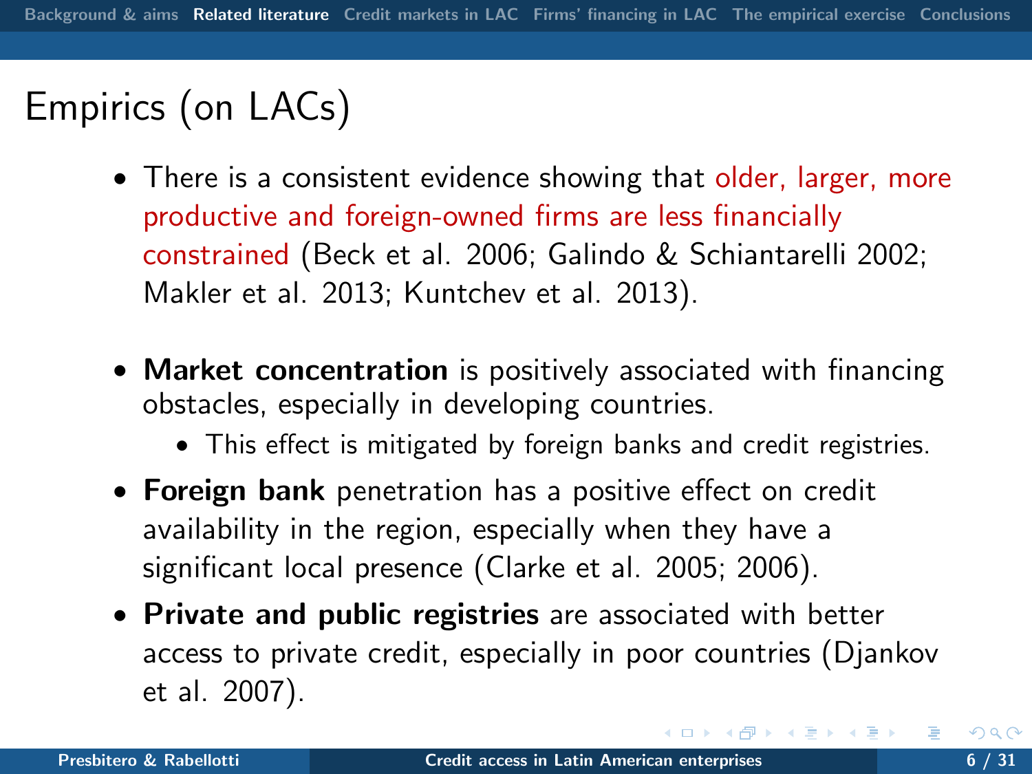# Empirics (on LACs)

- There is a consistent evidence showing that older, larger, more productive and foreign-owned firms are less financially constrained (Beck et al. 2006; Galindo & Schiantarelli 2002; Makler et al. 2013; Kuntchev et al. 2013).

- **Market concentration** is positively associated with financing obstacles, especially in developing countries.
  - This effect is mitigated by foreign banks and credit registries.
- **Foreign bank** penetration has a positive effect on credit availability in the region, especially when they have a significant local presence (Clarke et al. 2005; 2006).
- **Private and public registries** are associated with better access to private credit, especially in poor countries (Djankov et al. 2007).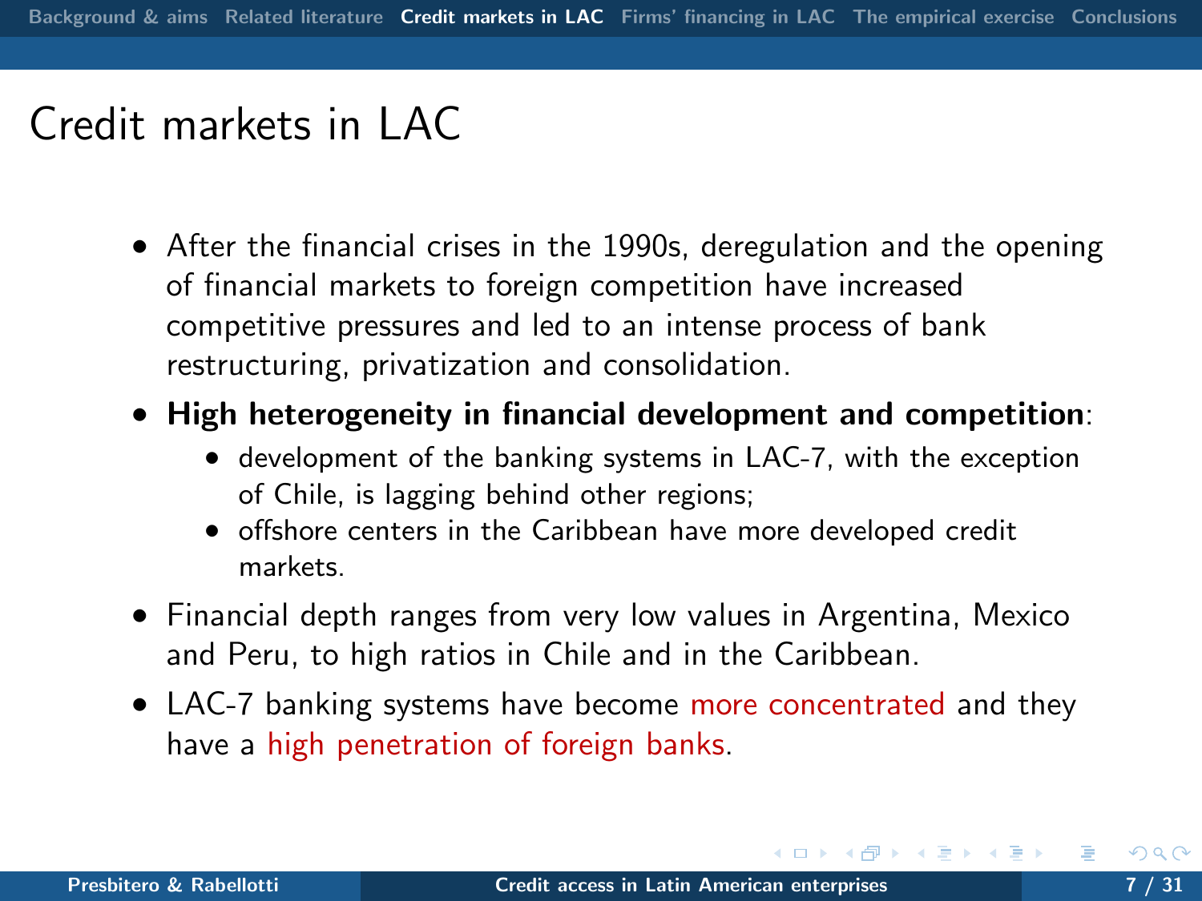# Credit markets in LAC

- After the financial crises in the 1990s, deregulation and the opening of financial markets to foreign competition have increased competitive pressures and led to an intense process of bank restructuring, privatization and consolidation.
- **High heterogeneity in financial development and competition**:
  - development of the banking systems in LAC-7, with the exception of Chile, is lagging behind other regions;
  - offshore centers in the Caribbean have more developed credit markets.
- Financial depth ranges from very low values in Argentina, Mexico and Peru, to high ratios in Chile and in the Caribbean.
- LAC-7 banking systems have become more concentrated and they have a high penetration of foreign banks.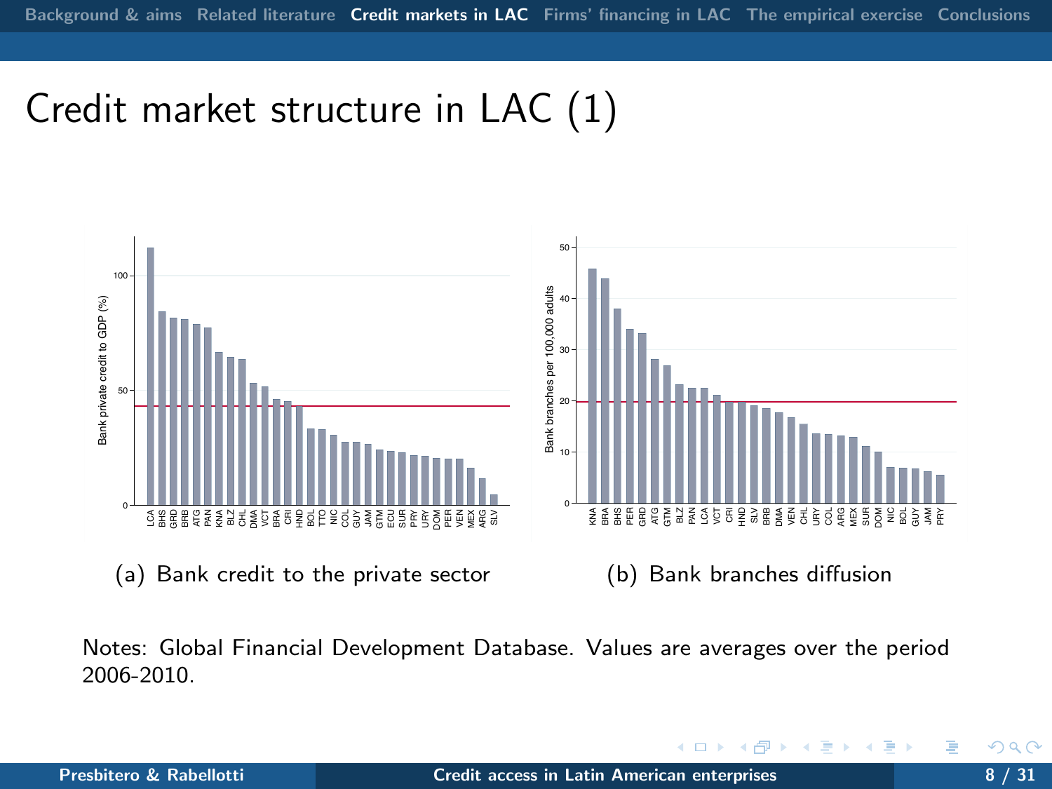# Credit market structure in LAC (1)

(a) Bank credit to the private sector

(b) Bank branches diffusion

Notes: Global Financial Development Database. Values are averages over the period 2006-2010.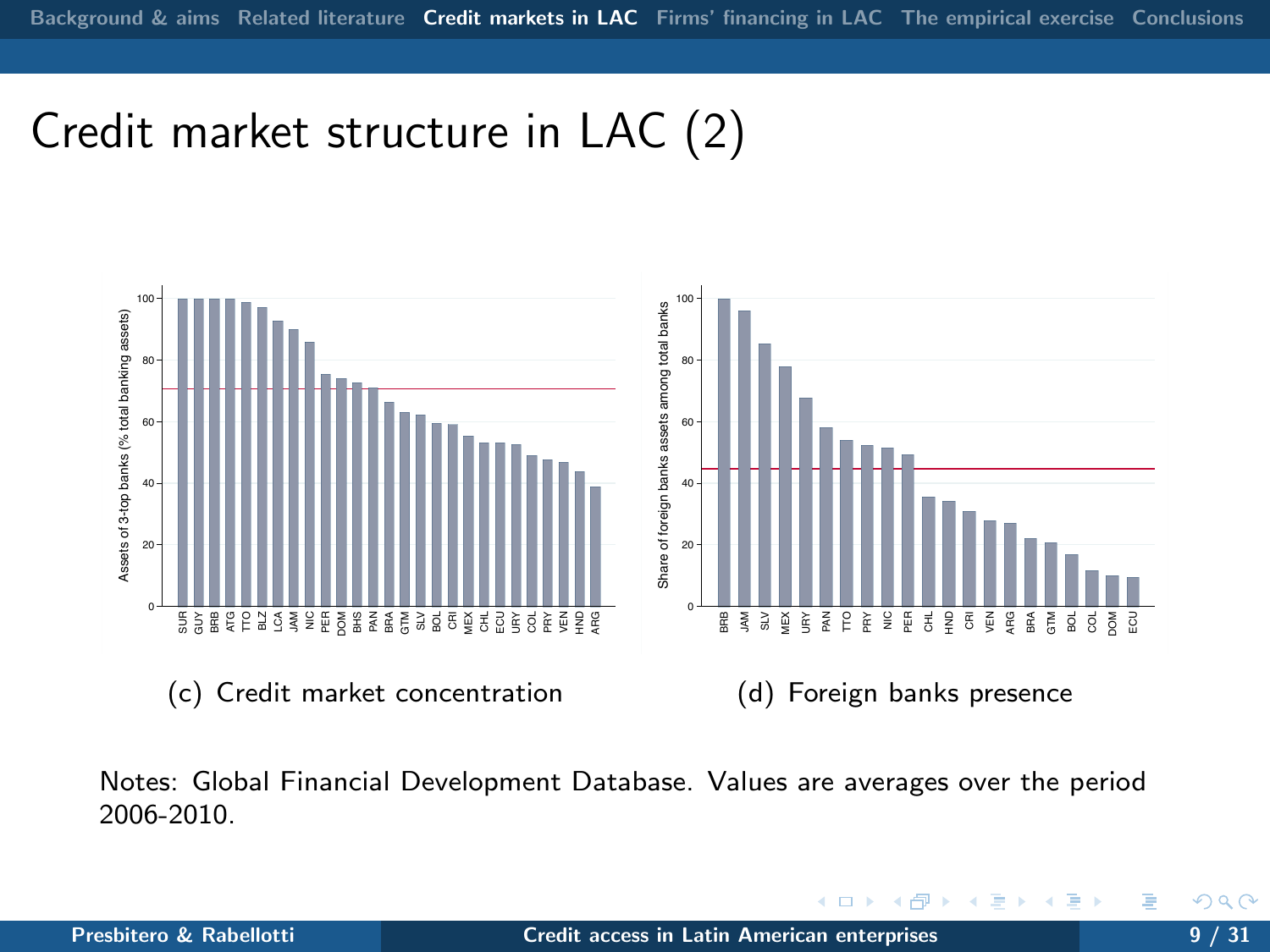# Credit market structure in LAC (2)

(c) Credit market concentration

(d) Foreign banks presence

Notes: Global Financial Development Database. Values are averages over the period 2006-2010.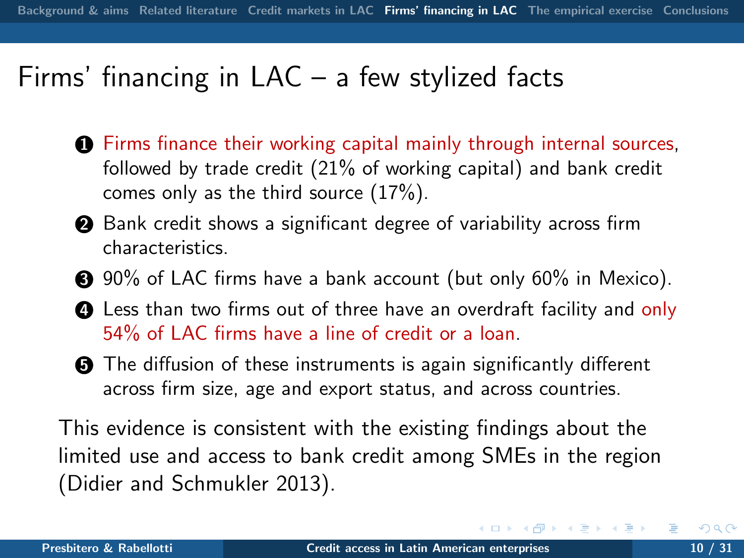# Firms' financing in LAC – a few stylized facts

1. Firms finance their working capital mainly through internal sources, followed by trade credit (21% of working capital) and bank credit comes only as the third source (17%).
2. Bank credit shows a significant degree of variability across firm characteristics.
3. 90% of LAC firms have a bank account (but only 60% in Mexico).
4. Less than two firms out of three have an overdraft facility and only 54% of LAC firms have a line of credit or a loan.
5. The diffusion of these instruments is again significantly different across firm size, age and export status, and across countries.

This evidence is consistent with the existing findings about the limited use and access to bank credit among SMEs in the region (Didier and Schmukler 2013).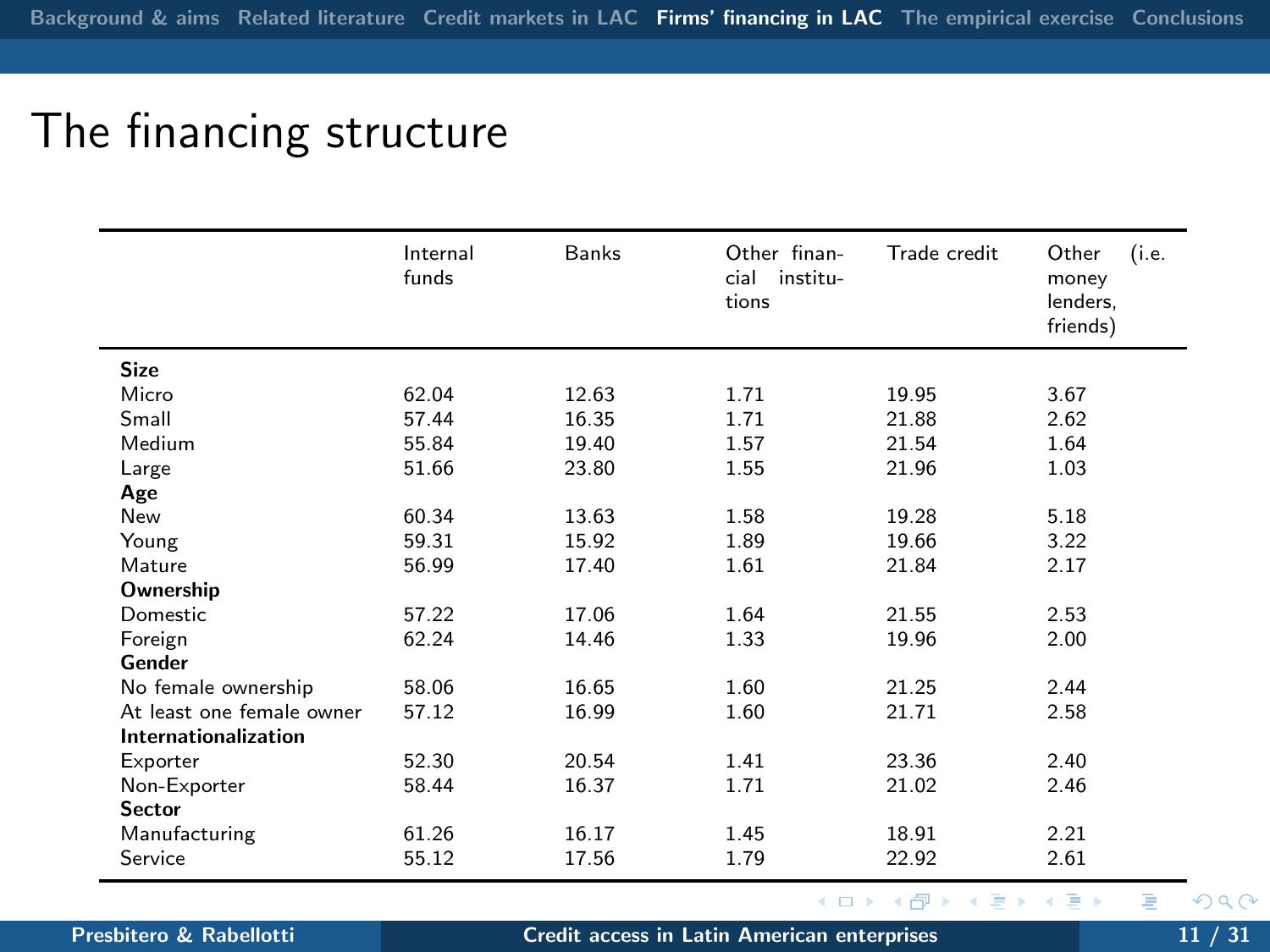# The financing structure

| | Internal funds | Banks | Other financial institutions | Trade credit | Other (i.e. money lenders, friends) |
|---|---|---|---|---|---|
| **Size** | | | | | |
| Micro | 62.04 | 12.63 | 1.71 | 19.95 | 3.67 |
| Small | 57.44 | 16.35 | 1.71 | 21.88 | 2.62 |
| Medium | 55.84 | 19.40 | 1.57 | 21.54 | 1.64 |
| Large | 51.66 | 23.80 | 1.55 | 21.96 | 1.03 |
| **Age** | | | | | |
| New | 60.34 | 13.63 | 1.58 | 19.28 | 5.18 |
| Young | 59.31 | 15.92 | 1.89 | 19.66 | 3.22 |
| Mature | 56.99 | 17.40 | 1.61 | 21.84 | 2.17 |
| **Ownership** | | | | | |
| Domestic | 57.22 | 17.06 | 1.64 | 21.55 | 2.53 |
| Foreign | 62.24 | 14.46 | 1.33 | 19.96 | 2.00 |
| **Gender** | | | | | |
| No female ownership | 58.06 | 16.65 | 1.60 | 21.25 | 2.44 |
| At least one female owner | 57.12 | 16.99 | 1.60 | 21.71 | 2.58 |
| **Internationalization** | | | | | |
| Exporter | 52.30 | 20.54 | 1.41 | 23.36 | 2.40 |
| Non-Exporter | 58.44 | 16.37 | 1.71 | 21.02 | 2.46 |
| **Sector** | | | | | |
| Manufacturing | 61.26 | 16.17 | 1.45 | 18.91 | 2.21 |
| Service | 55.12 | 17.56 | 1.79 | 22.92 | 2.61 |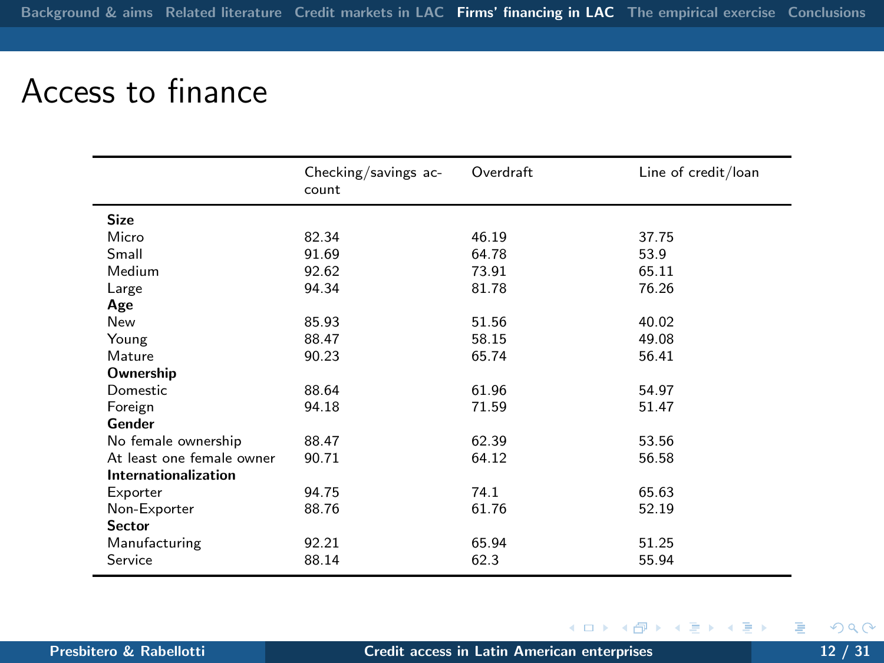# Access to finance

| | Checking/savings account | Overdraft | Line of credit/loan |
|---|---|---|---|
| **Size** | | | |
| Micro | 82.34 | 46.19 | 37.75 |
| Small | 91.69 | 64.78 | 53.9 |
| Medium | 92.62 | 73.91 | 65.11 |
| Large | 94.34 | 81.78 | 76.26 |
| **Age** | | | |
| New | 85.93 | 51.56 | 40.02 |
| Young | 88.47 | 58.15 | 49.08 |
| Mature | 90.23 | 65.74 | 56.41 |
| **Ownership** | | | |
| Domestic | 88.64 | 61.96 | 54.97 |
| Foreign | 94.18 | 71.59 | 51.47 |
| **Gender** | | | |
| No female ownership | 88.47 | 62.39 | 53.56 |
| At least one female owner | 90.71 | 64.12 | 56.58 |
| **Internationalization** | | | |
| Exporter | 94.75 | 74.1 | 65.63 |
| Non-Exporter | 88.76 | 61.76 | 52.19 |
| **Sector** | | | |
| Manufacturing | 92.21 | 65.94 | 51.25 |
| Service | 88.14 | 62.3 | 55.94 |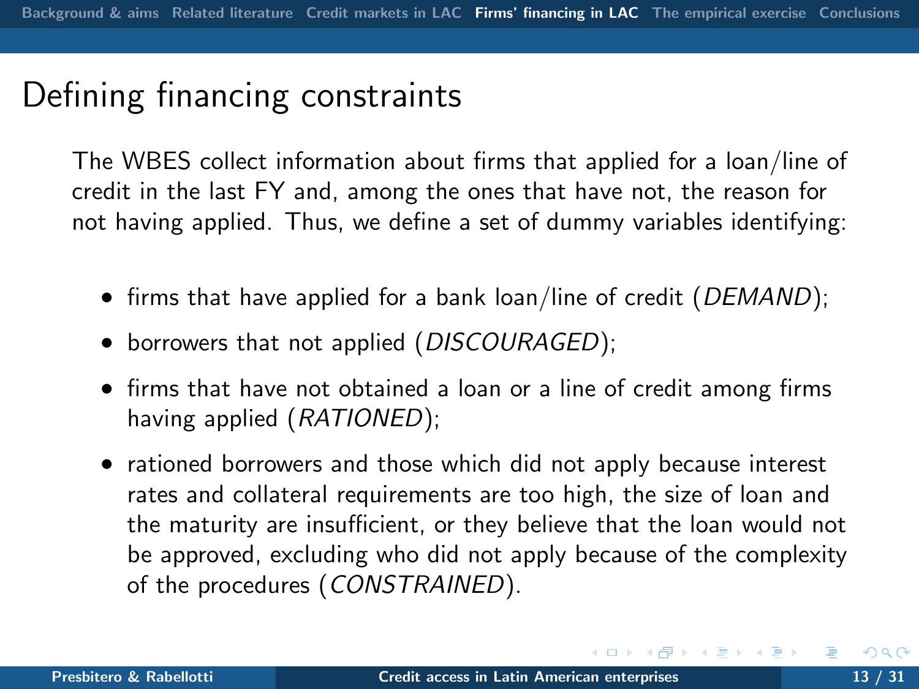# Defining financing constraints

The WBES collect information about firms that applied for a loan/line of credit in the last FY and, among the ones that have not, the reason for not having applied. Thus, we define a set of dummy variables identifying:

- firms that have applied for a bank loan/line of credit (*DEMAND*);
- borrowers that not applied (*DISCOURAGED*);
- firms that have not obtained a loan or a line of credit among firms having applied (*RATIONED*);
- rationed borrowers and those which did not apply because interest rates and collateral requirements are too high, the size of loan and the maturity are insufficient, or they believe that the loan would not be approved, excluding who did not apply because of the complexity of the procedures (*CONSTRAINED*).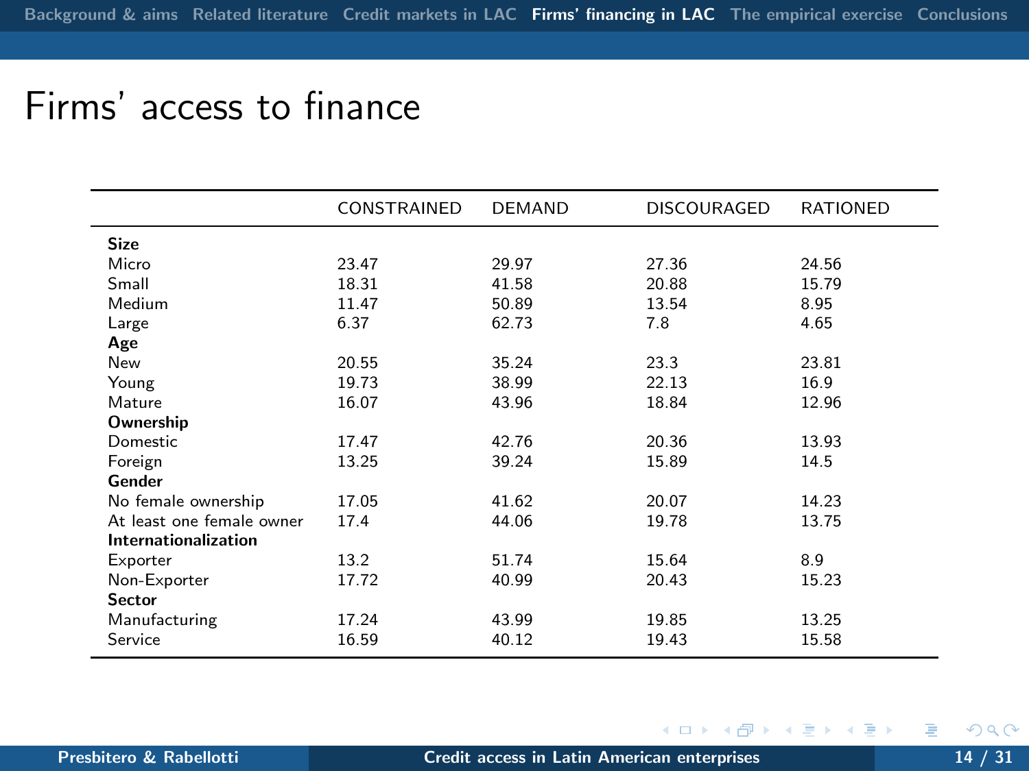# Firms' access to finance

| | CONSTRAINED | DEMAND | DISCOURAGED | RATIONED |
|---|---|---|---|---|
| **Size** | | | | |
| Micro | 23.47 | 29.97 | 27.36 | 24.56 |
| Small | 18.31 | 41.58 | 20.88 | 15.79 |
| Medium | 11.47 | 50.89 | 13.54 | 8.95 |
| Large | 6.37 | 62.73 | 7.8 | 4.65 |
| **Age** | | | | |
| New | 20.55 | 35.24 | 23.3 | 23.81 |
| Young | 19.73 | 38.99 | 22.13 | 16.9 |
| Mature | 16.07 | 43.96 | 18.84 | 12.96 |
| **Ownership** | | | | |
| Domestic | 17.47 | 42.76 | 20.36 | 13.93 |
| Foreign | 13.25 | 39.24 | 15.89 | 14.5 |
| **Gender** | | | | |
| No female ownership | 17.05 | 41.62 | 20.07 | 14.23 |
| At least one female owner | 17.4 | 44.06 | 19.78 | 13.75 |
| **Internationalization** | | | | |
| Exporter | 13.2 | 51.74 | 15.64 | 8.9 |
| Non-Exporter | 17.72 | 40.99 | 20.43 | 15.23 |
| **Sector** | | | | |
| Manufacturing | 17.24 | 43.99 | 19.85 | 13.25 |
| Service | 16.59 | 40.12 | 19.43 | 15.58 |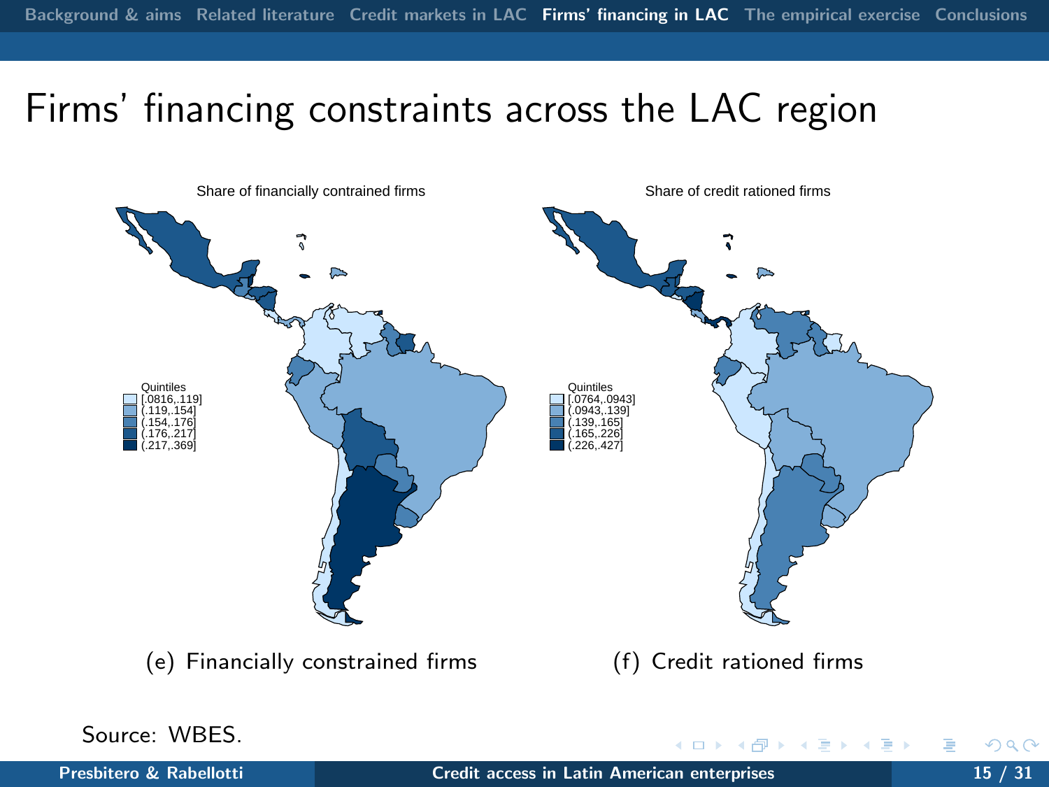# Firms' financing constraints across the LAC region

Share of financially contrained firms

Quintiles
- [.0816,.119]
- (.119,.154]
- (.154,.176]
- (.176,.217]
- (.217,.369]

(e) Financially constrained firms

Share of credit rationed firms

Quintiles
- [.0764,.0943]
- (.0943,.139]
- (.139,.165]
- (.165,.226]
- (.226,.427]

(f) Credit rationed firms

Source: WBES.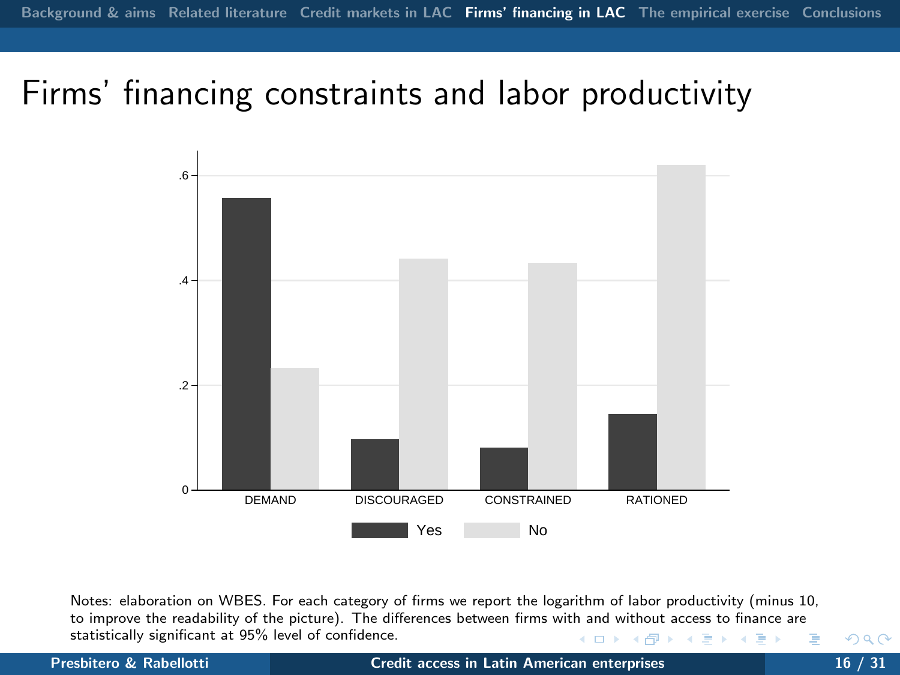# Firms' financing constraints and labor productivity

Notes: elaboration on WBES. For each category of firms we report the logarithm of labor productivity (minus 10, to improve the readability of the picture). The differences between firms with and without access to finance are statistically significant at 95% level of confidence.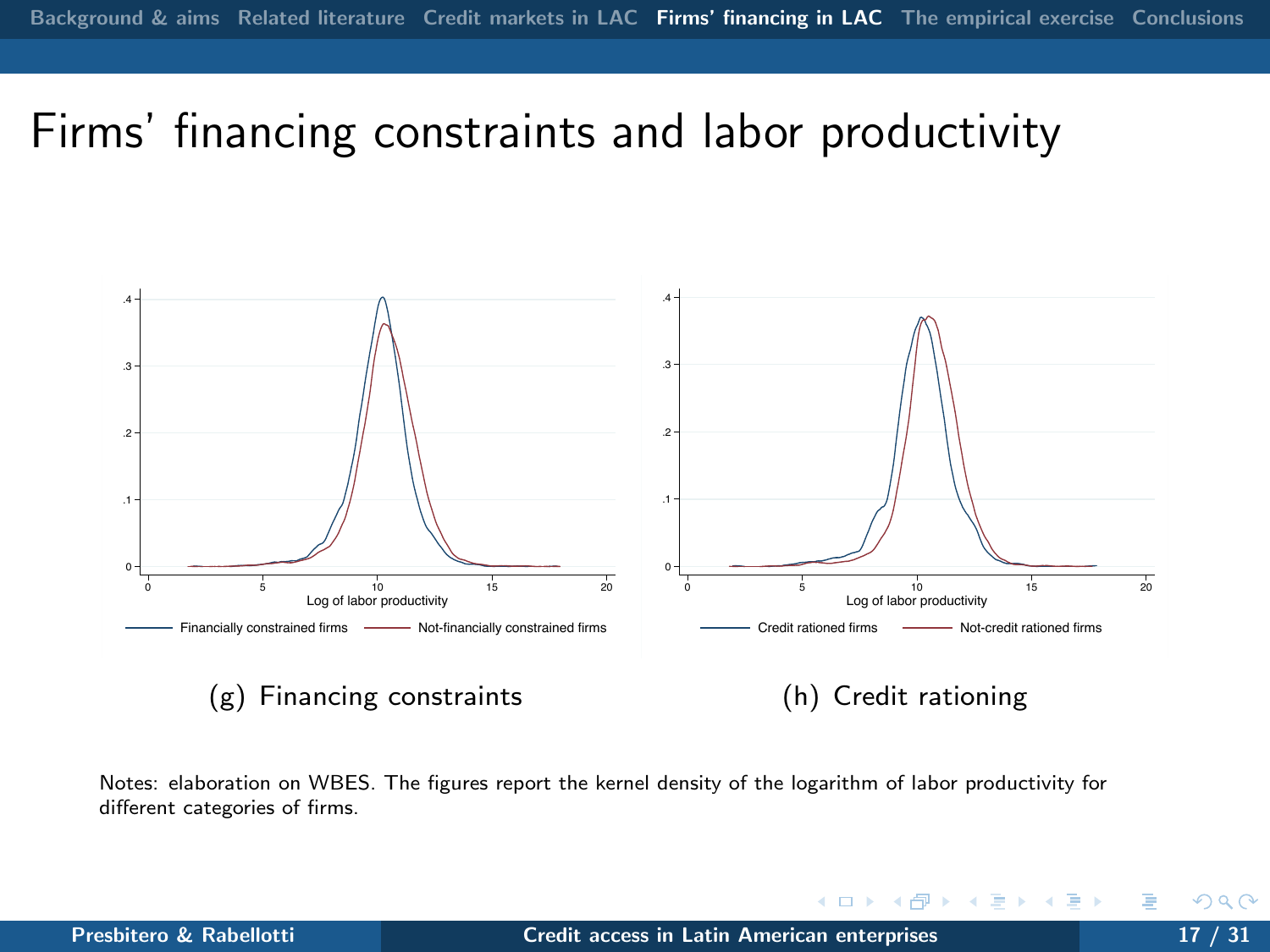# Firms' financing constraints and labor productivity

(g) Financing constraints

(h) Credit rationing

Notes: elaboration on WBES. The figures report the kernel density of the logarithm of labor productivity for different categories of firms.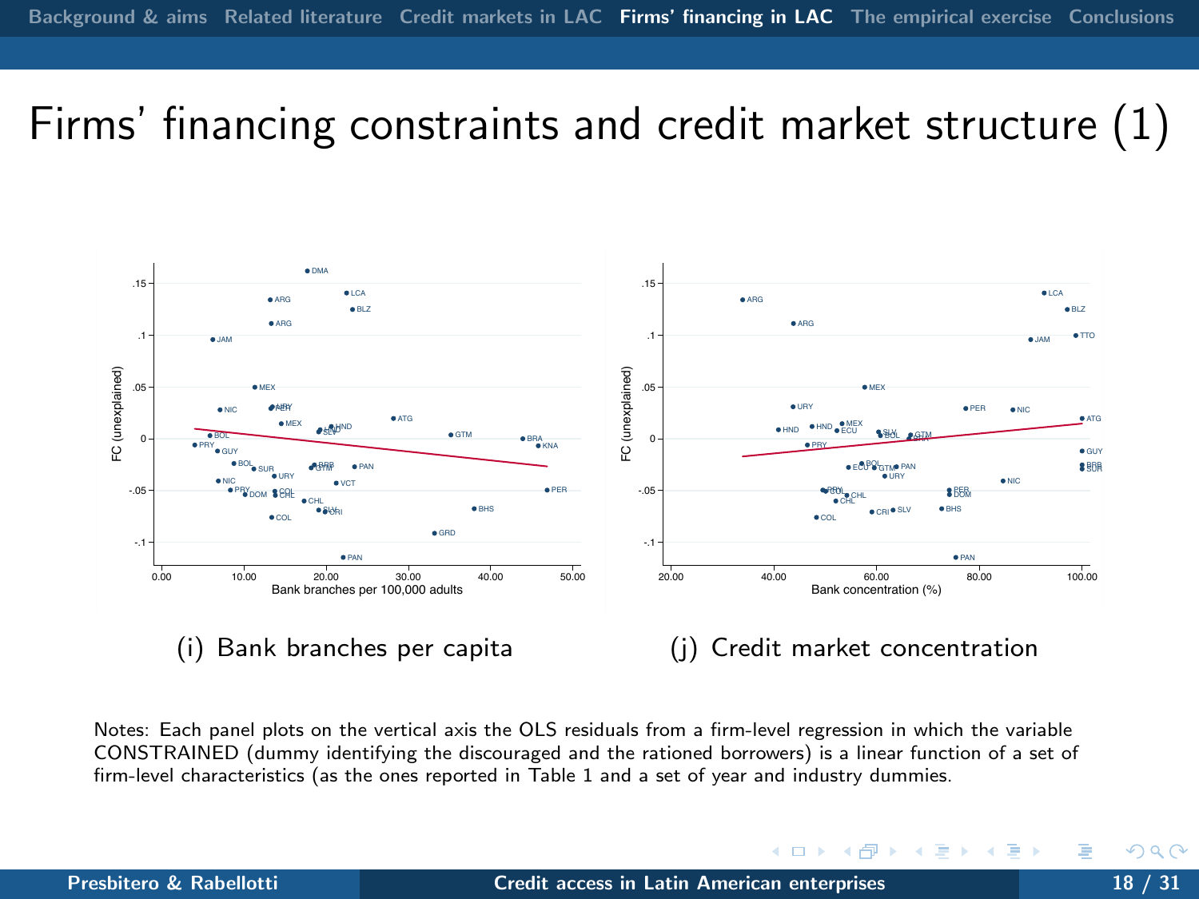# Firms' financing constraints and credit market structure (1)

(i) Bank branches per capita

(j) Credit market concentration

Notes: Each panel plots on the vertical axis the OLS residuals from a firm-level regression in which the variable CONSTRAINED (dummy identifying the discouraged and the rationed borrowers) is a linear function of a set of firm-level characteristics (as the ones reported in Table 1 and a set of year and industry dummies.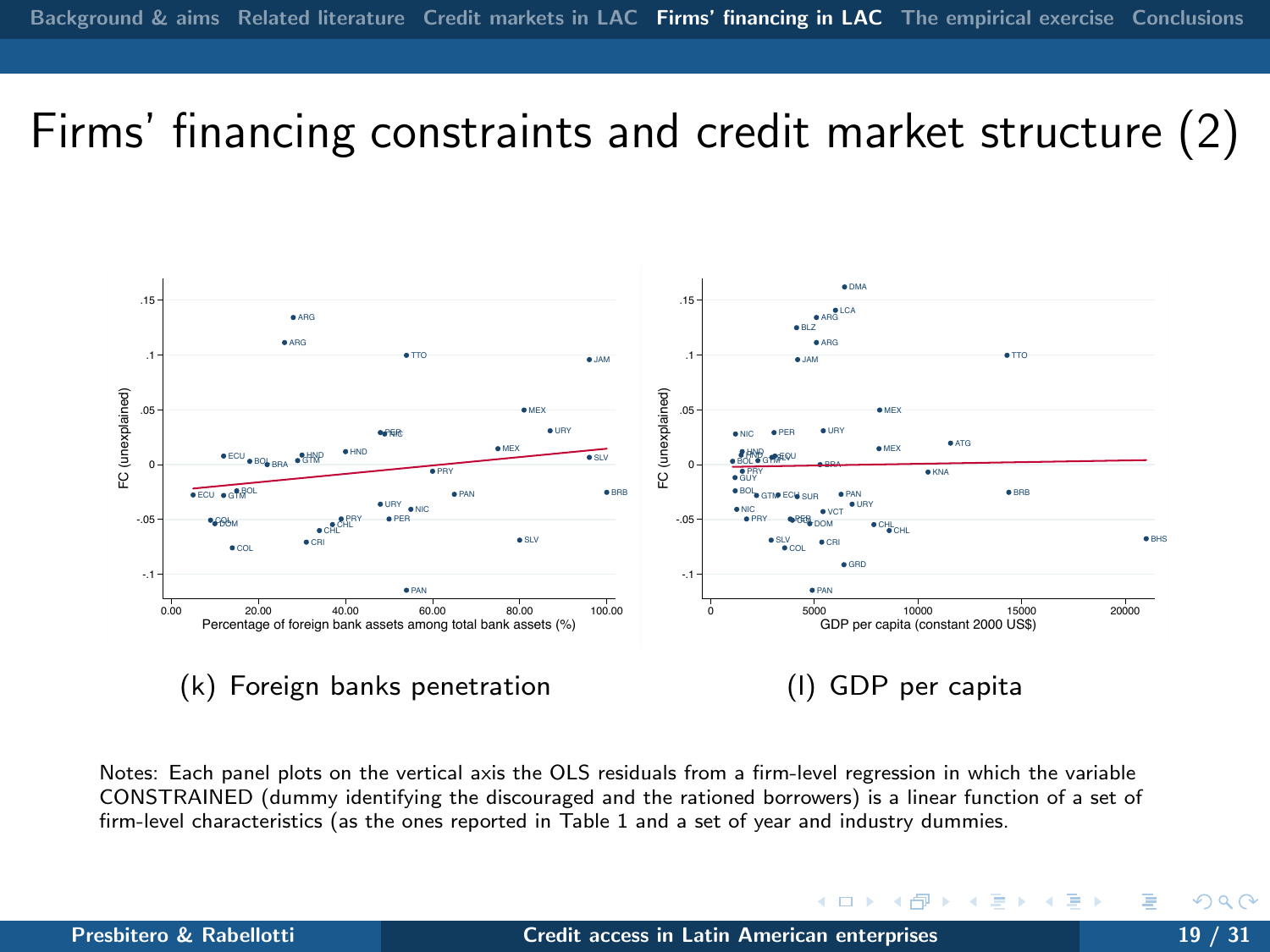# Firms' financing constraints and credit market structure (2)

(k) Foreign banks penetration

(l) GDP per capita

Notes: Each panel plots on the vertical axis the OLS residuals from a firm-level regression in which the variable CONSTRAINED (dummy identifying the discouraged and the rationed borrowers) is a linear function of a set of firm-level characteristics (as the ones reported in Table 1 and a set of year and industry dummies.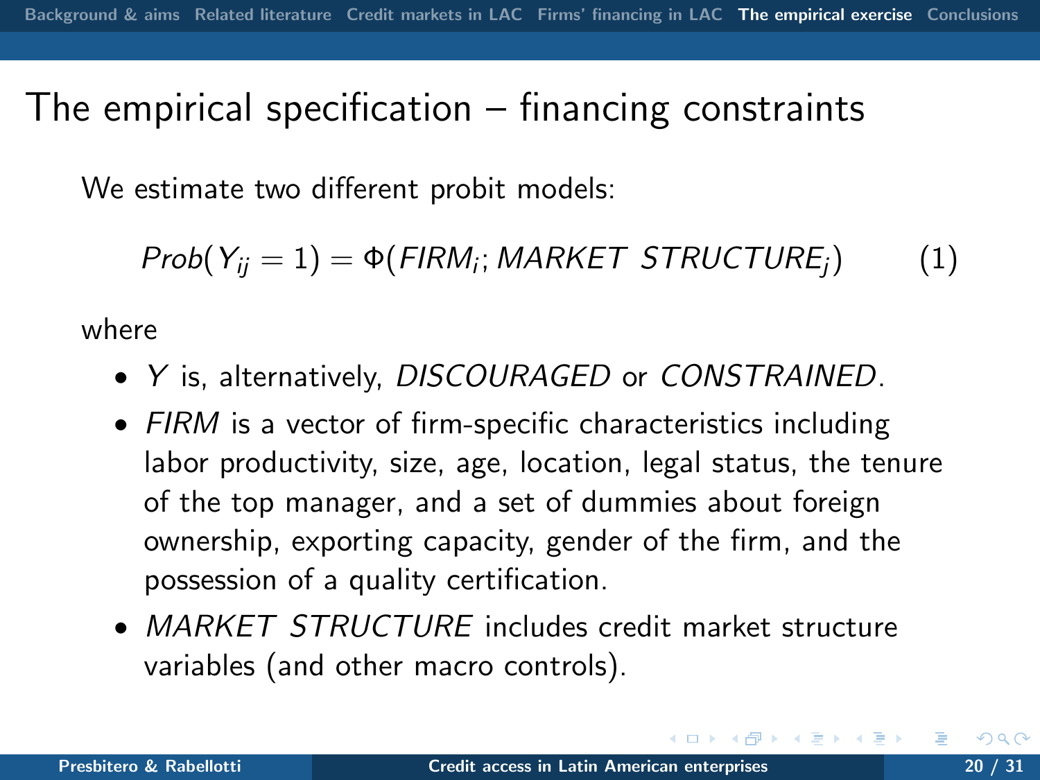# The empirical specification – financing constraints

We estimate two different probit models:

$$Prob(Y_{ij} = 1) = \Phi(FIRM_i; MARKET\ STRUCTURE_j) \qquad (1)$$

where

- $Y$ is, alternatively, *DISCOURAGED* or *CONSTRAINED*.
- *FIRM* is a vector of firm-specific characteristics including labor productivity, size, age, location, legal status, the tenure of the top manager, and a set of dummies about foreign ownership, exporting capacity, gender of the firm, and the possession of a quality certification.
- *MARKET STRUCTURE* includes credit market structure variables (and other macro controls).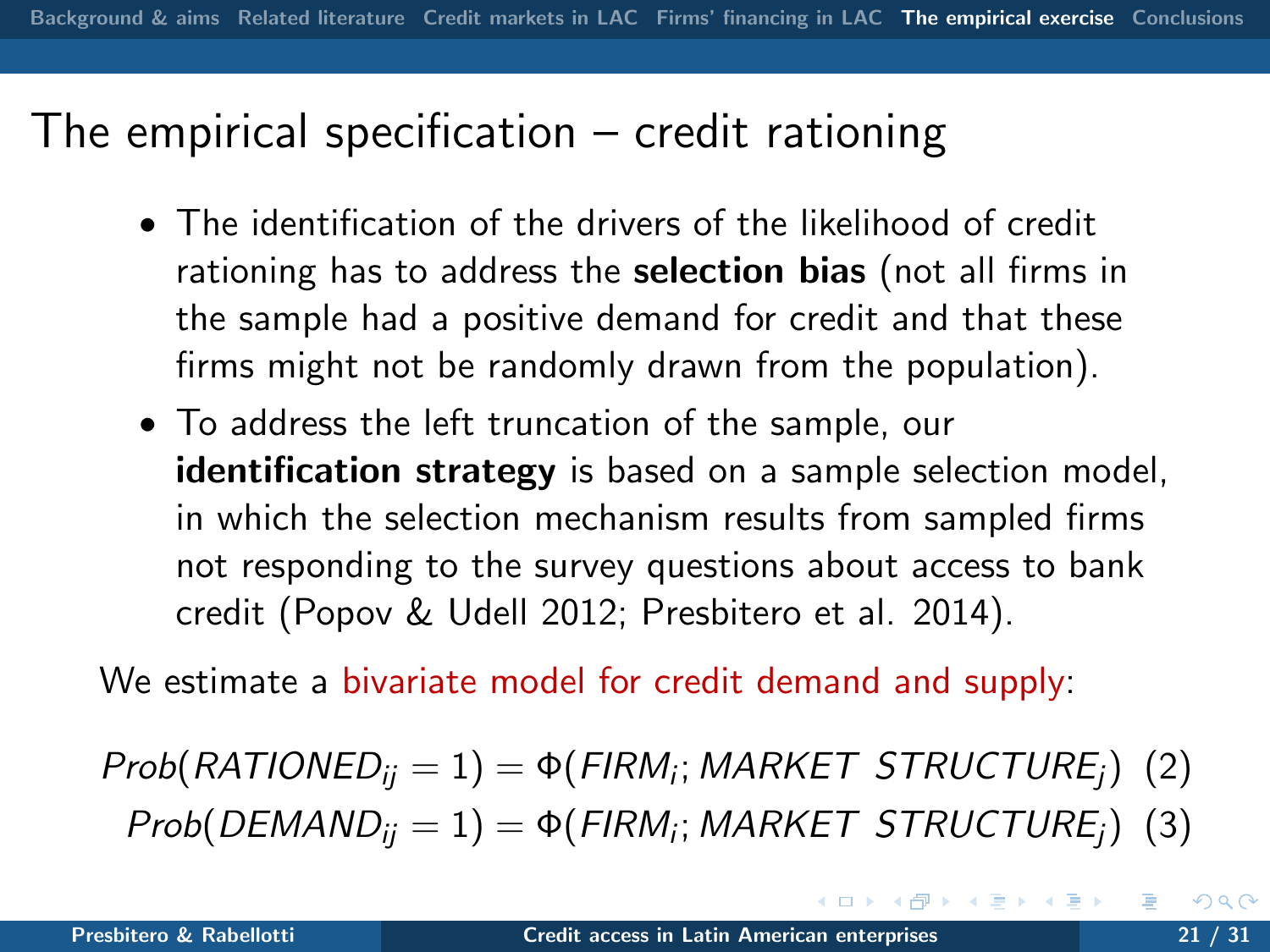# The empirical specification – credit rationing

- The identification of the drivers of the likelihood of credit rationing has to address the **selection bias** (not all firms in the sample had a positive demand for credit and that these firms might not be randomly drawn from the population).
- To address the left truncation of the sample, our **identification strategy** is based on a sample selection model, in which the selection mechanism results from sampled firms not responding to the survey questions about access to bank credit (Popov & Udell 2012; Presbitero et al. 2014).

We estimate a bivariate model for credit demand and supply:

$$Prob(RATIONED_{ij} = 1) = \Phi(FIRM_i; MARKET\ STRUCTURE_j) \quad (2)$$

$$Prob(DEMAND_{ij} = 1) = \Phi(FIRM_i; MARKET\ STRUCTURE_j) \quad (3)$$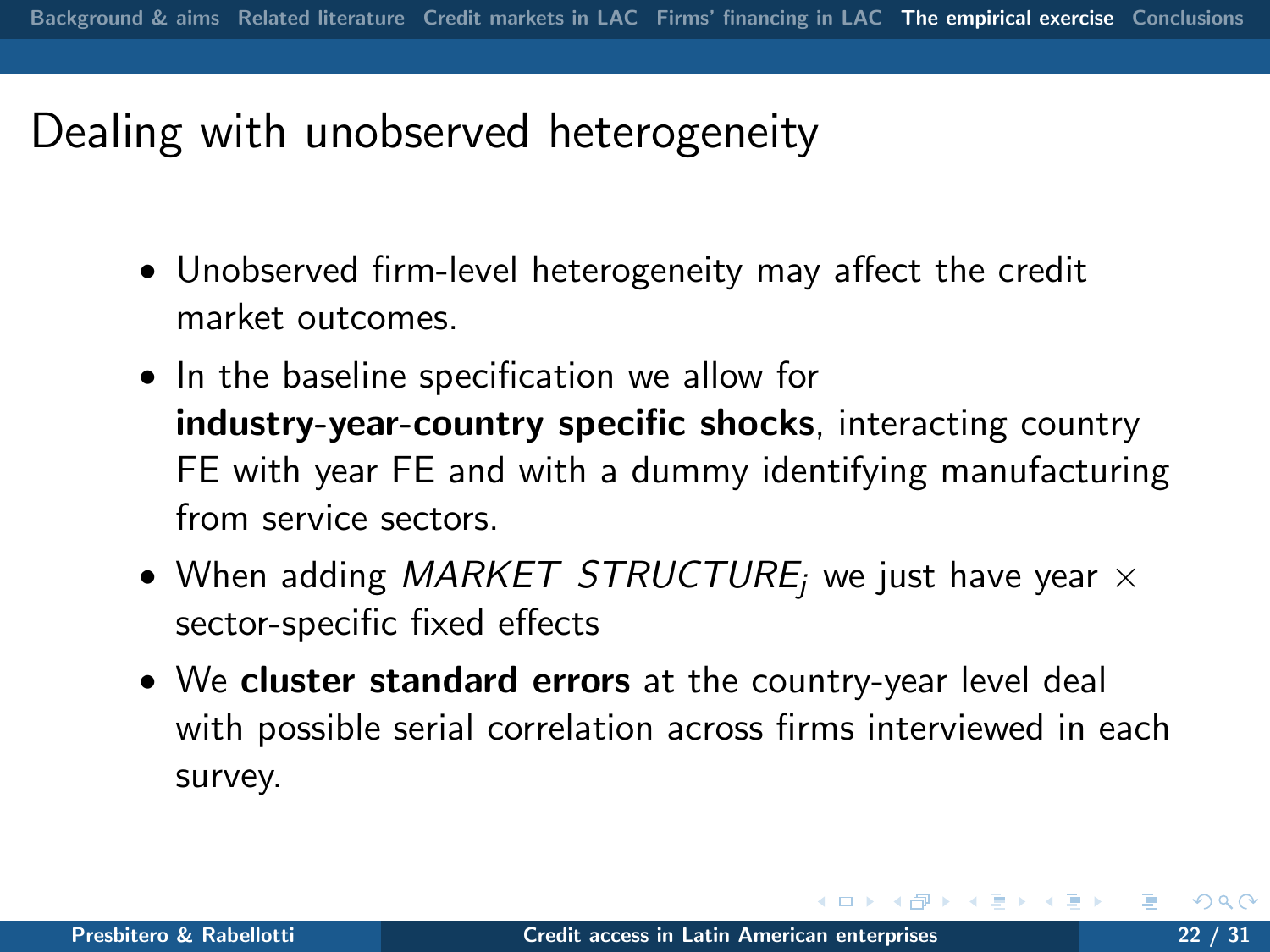# Dealing with unobserved heterogeneity

- Unobserved firm-level heterogeneity may affect the credit market outcomes.
- In the baseline specification we allow for **industry-year-country specific shocks**, interacting country FE with year FE and with a dummy identifying manufacturing from service sectors.
- When adding $MARKET\ STRUCTURE_j$ we just have year $\times$ sector-specific fixed effects
- We **cluster standard errors** at the country-year level deal with possible serial correlation across firms interviewed in each survey.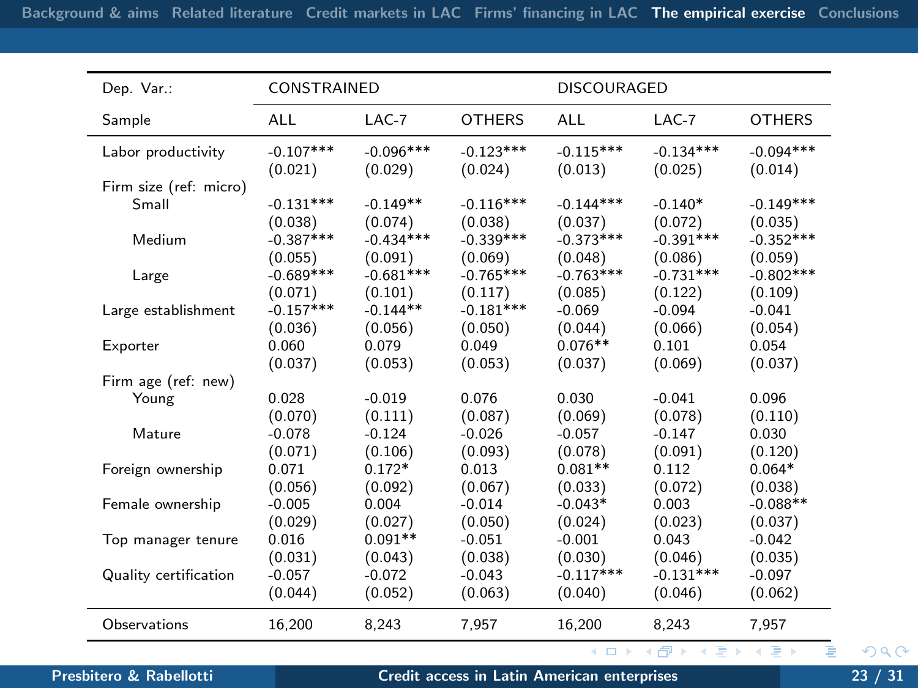| Dep. Var.: | CONSTRAINED | | | DISCOURAGED | | |
|---|---|---|---|---|---|---|
| Sample | ALL | LAC-7 | OTHERS | ALL | LAC-7 | OTHERS |
| Labor productivity | -0.107*** | -0.096*** | -0.123*** | -0.115*** | -0.134*** | -0.094*** |
| | (0.021) | (0.029) | (0.024) | (0.013) | (0.025) | (0.014) |
| Firm size (ref: micro) | | | | | | |
| Small | -0.131*** | -0.149** | -0.116*** | -0.144*** | -0.140* | -0.149*** |
| | (0.038) | (0.074) | (0.038) | (0.037) | (0.072) | (0.035) |
| Medium | -0.387*** | -0.434*** | -0.339*** | -0.373*** | -0.391*** | -0.352*** |
| | (0.055) | (0.091) | (0.069) | (0.048) | (0.086) | (0.059) |
| Large | -0.689*** | -0.681*** | -0.765*** | -0.763*** | -0.731*** | -0.802*** |
| | (0.071) | (0.101) | (0.117) | (0.085) | (0.122) | (0.109) |
| Large establishment | -0.157*** | -0.144** | -0.181*** | -0.069 | -0.094 | -0.041 |
| | (0.036) | (0.056) | (0.050) | (0.044) | (0.066) | (0.054) |
| Exporter | 0.060 | 0.079 | 0.049 | 0.076** | 0.101 | 0.054 |
| | (0.037) | (0.053) | (0.053) | (0.037) | (0.069) | (0.037) |
| Firm age (ref: new) | | | | | | |
| Young | 0.028 | -0.019 | 0.076 | 0.030 | -0.041 | 0.096 |
| | (0.070) | (0.111) | (0.087) | (0.069) | (0.078) | (0.110) |
| Mature | -0.078 | -0.124 | -0.026 | -0.057 | -0.147 | 0.030 |
| | (0.071) | (0.106) | (0.093) | (0.078) | (0.091) | (0.120) |
| Foreign ownership | 0.071 | 0.172* | 0.013 | 0.081** | 0.112 | 0.064* |
| | (0.056) | (0.092) | (0.067) | (0.033) | (0.072) | (0.038) |
| Female ownership | -0.005 | 0.004 | -0.014 | -0.043* | 0.003 | -0.088** |
| | (0.029) | (0.027) | (0.050) | (0.024) | (0.023) | (0.037) |
| Top manager tenure | 0.016 | 0.091** | -0.051 | -0.001 | 0.043 | -0.042 |
| | (0.031) | (0.043) | (0.038) | (0.030) | (0.046) | (0.035) |
| Quality certification | -0.057 | -0.072 | -0.043 | -0.117*** | -0.131*** | -0.097 |
| | (0.044) | (0.052) | (0.063) | (0.040) | (0.046) | (0.062) |
| Observations | 16,200 | 8,243 | 7,957 | 16,200 | 8,243 | 7,957 |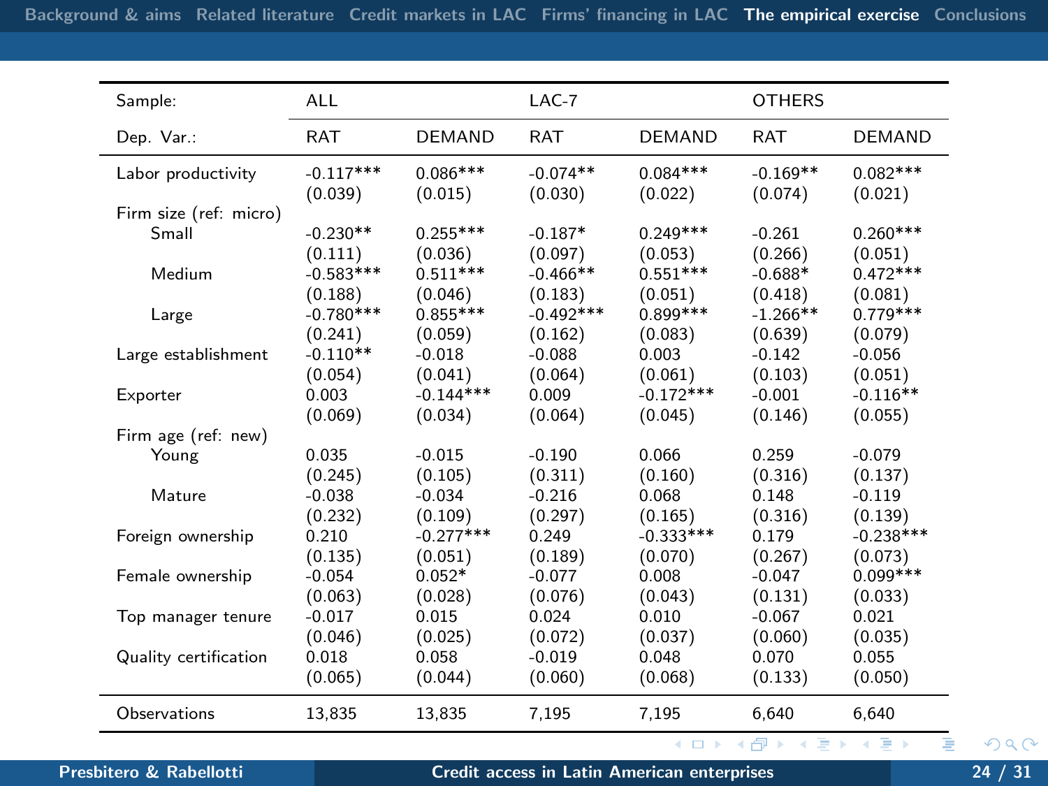| Sample: | ALL | | LAC-7 | | OTHERS | |
|---|---|---|---|---|---|---|
| Dep. Var.: | RAT | DEMAND | RAT | DEMAND | RAT | DEMAND |
| Labor productivity | -0.117*** | 0.086*** | -0.074** | 0.084*** | -0.169** | 0.082*** |
| | (0.039) | (0.015) | (0.030) | (0.022) | (0.074) | (0.021) |
| Firm size (ref: micro) | | | | | | |
| Small | -0.230** | 0.255*** | -0.187* | 0.249*** | -0.261 | 0.260*** |
| | (0.111) | (0.036) | (0.097) | (0.053) | (0.266) | (0.051) |
| Medium | -0.583*** | 0.511*** | -0.466** | 0.551*** | -0.688* | 0.472*** |
| | (0.188) | (0.046) | (0.183) | (0.051) | (0.418) | (0.081) |
| Large | -0.780*** | 0.855*** | -0.492*** | 0.899*** | -1.266** | 0.779*** |
| | (0.241) | (0.059) | (0.162) | (0.083) | (0.639) | (0.079) |
| Large establishment | -0.110** | -0.018 | -0.088 | 0.003 | -0.142 | -0.056 |
| | (0.054) | (0.041) | (0.064) | (0.061) | (0.103) | (0.051) |
| Exporter | 0.003 | -0.144*** | 0.009 | -0.172*** | -0.001 | -0.116** |
| | (0.069) | (0.034) | (0.064) | (0.045) | (0.146) | (0.055) |
| Firm age (ref: new) | | | | | | |
| Young | 0.035 | -0.015 | -0.190 | 0.066 | 0.259 | -0.079 |
| | (0.245) | (0.105) | (0.311) | (0.160) | (0.316) | (0.137) |
| Mature | -0.038 | -0.034 | -0.216 | 0.068 | 0.148 | -0.119 |
| | (0.232) | (0.109) | (0.297) | (0.165) | (0.316) | (0.139) |
| Foreign ownership | 0.210 | -0.277*** | 0.249 | -0.333*** | 0.179 | -0.238*** |
| | (0.135) | (0.051) | (0.189) | (0.070) | (0.267) | (0.073) |
| Female ownership | -0.054 | 0.052* | -0.077 | 0.008 | -0.047 | 0.099*** |
| | (0.063) | (0.028) | (0.076) | (0.043) | (0.131) | (0.033) |
| Top manager tenure | -0.017 | 0.015 | 0.024 | 0.010 | -0.067 | 0.021 |
| | (0.046) | (0.025) | (0.072) | (0.037) | (0.060) | (0.035) |
| Quality certification | 0.018 | 0.058 | -0.019 | 0.048 | 0.070 | 0.055 |
| | (0.065) | (0.044) | (0.060) | (0.068) | (0.133) | (0.050) |
| Observations | 13,835 | 13,835 | 7,195 | 7,195 | 6,640 | 6,640 |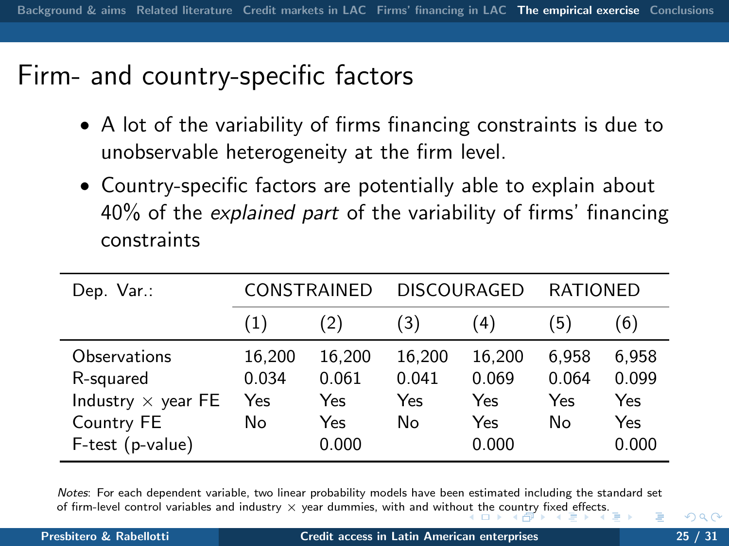# Firm- and country-specific factors

- A lot of the variability of firms financing constraints is due to unobservable heterogeneity at the firm level.
- Country-specific factors are potentially able to explain about 40% of the *explained part* of the variability of firms' financing constraints

| Dep. Var.: | CONSTRAINED | | DISCOURAGED | | RATIONED | |
|---|---|---|---|---|---|---|
| | (1) | (2) | (3) | (4) | (5) | (6) |
| Observations | 16,200 | 16,200 | 16,200 | 16,200 | 6,958 | 6,958 |
| R-squared | 0.034 | 0.061 | 0.041 | 0.069 | 0.064 | 0.099 |
| Industry $\times$ year FE | Yes | Yes | Yes | Yes | Yes | Yes |
| Country FE | No | Yes | No | Yes | No | Yes |
| F-test (p-value) | | 0.000 | | 0.000 | | 0.000 |

*Notes*: For each dependent variable, two linear probability models have been estimated including the standard set of firm-level control variables and industry $\times$ year dummies, with and without the country fixed effects.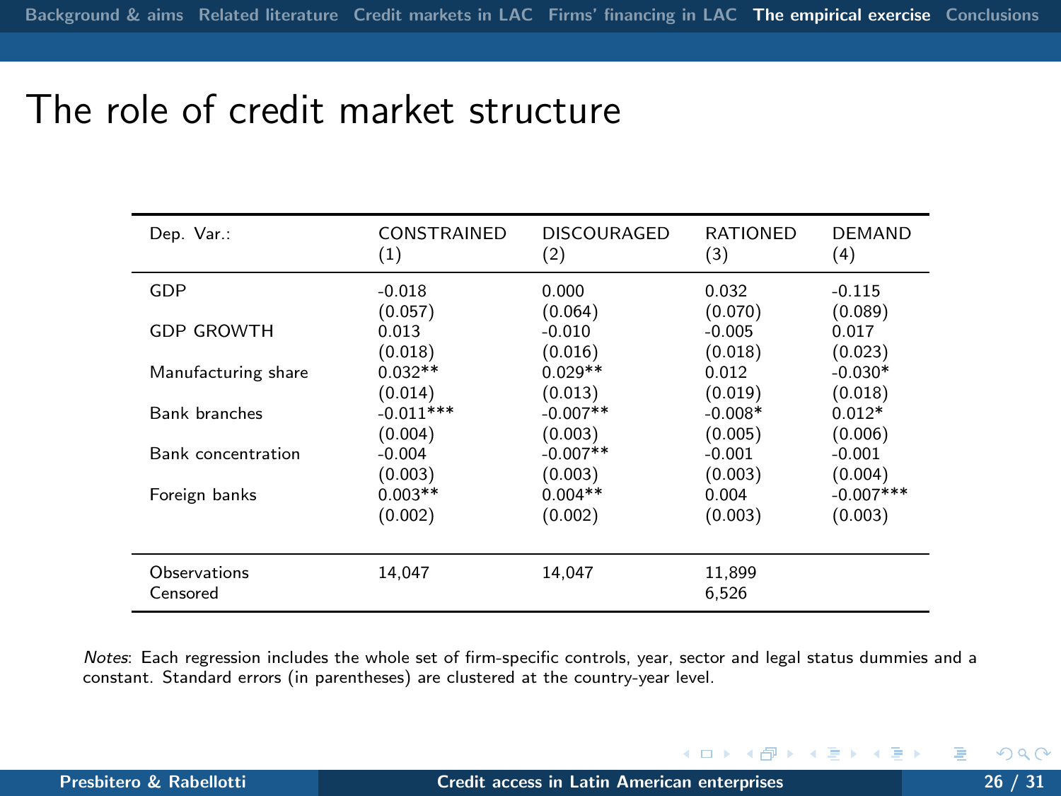# The role of credit market structure

| Dep. Var.: | CONSTRAINED (1) | DISCOURAGED (2) | RATIONED (3) | DEMAND (4) |
|---|---|---|---|---|
| GDP | -0.018 | 0.000 | 0.032 | -0.115 |
| | (0.057) | (0.064) | (0.070) | (0.089) |
| GDP GROWTH | 0.013 | -0.010 | -0.005 | 0.017 |
| | (0.018) | (0.016) | (0.018) | (0.023) |
| Manufacturing share | 0.032** | 0.029** | 0.012 | -0.030* |
| | (0.014) | (0.013) | (0.019) | (0.018) |
| Bank branches | -0.011*** | -0.007** | -0.008* | 0.012* |
| | (0.004) | (0.003) | (0.005) | (0.006) |
| Bank concentration | -0.004 | -0.007** | -0.001 | -0.001 |
| | (0.003) | (0.003) | (0.003) | (0.004) |
| Foreign banks | 0.003** | 0.004** | 0.004 | -0.007*** |
| | (0.002) | (0.002) | (0.003) | (0.003) |
| Observations | 14,047 | 14,047 | 11,899 | |
| Censored | | | 6,526 | |

*Notes*: Each regression includes the whole set of firm-specific controls, year, sector and legal status dummies and a constant. Standard errors (in parentheses) are clustered at the country-year level.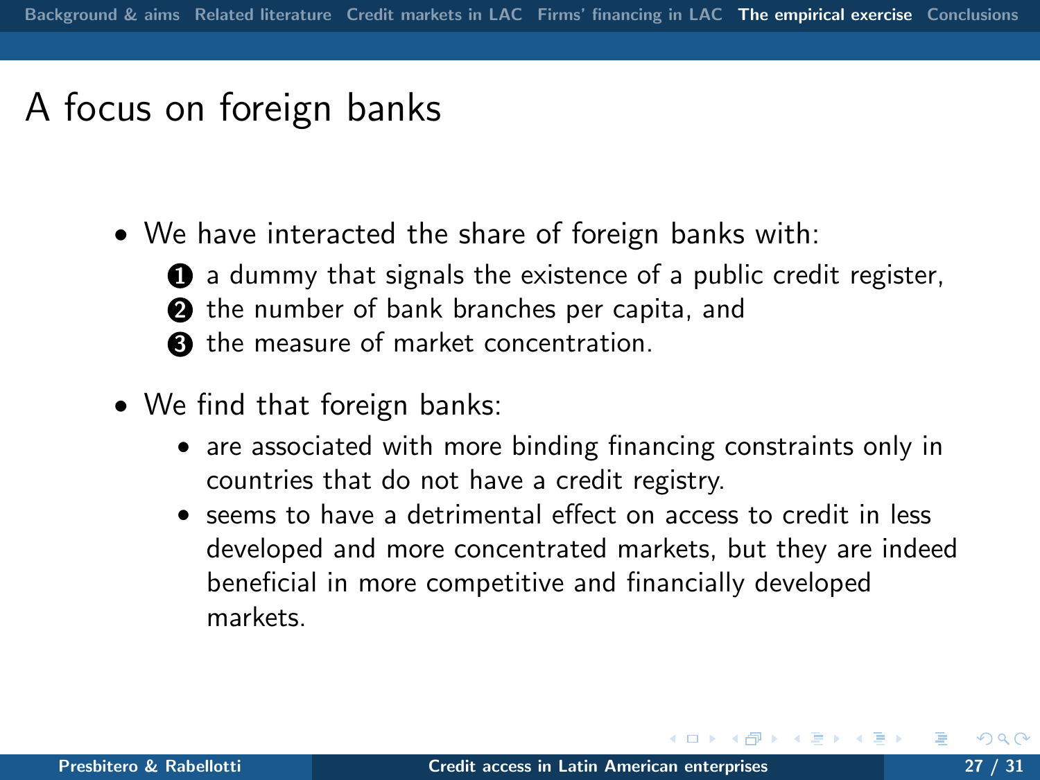# A focus on foreign banks

- We have interacted the share of foreign banks with:
  1. a dummy that signals the existence of a public credit register,
  2. the number of bank branches per capita, and
  3. the measure of market concentration.
- We find that foreign banks:
  - are associated with more binding financing constraints only in countries that do not have a credit registry.
  - seems to have a detrimental effect on access to credit in less developed and more concentrated markets, but they are indeed beneficial in more competitive and financially developed markets.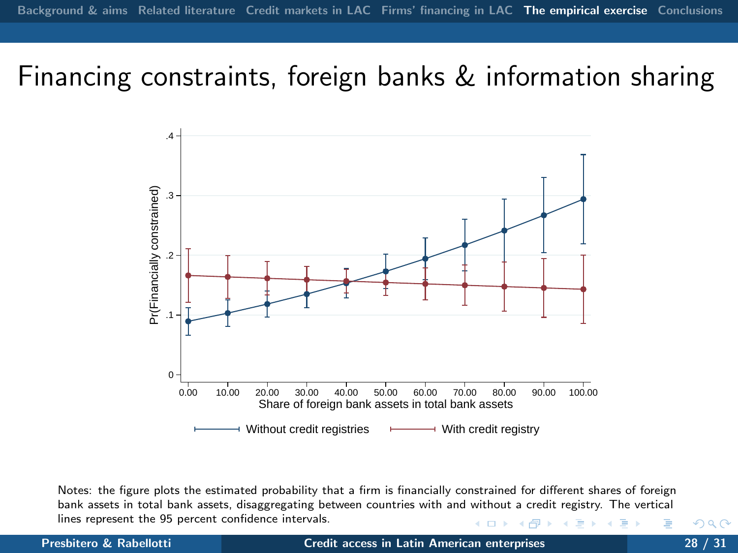# Financing constraints, foreign banks & information sharing

Notes: the figure plots the estimated probability that a firm is financially constrained for different shares of foreign bank assets in total bank assets, disaggregating between countries with and without a credit registry. The vertical lines represent the 95 percent confidence intervals.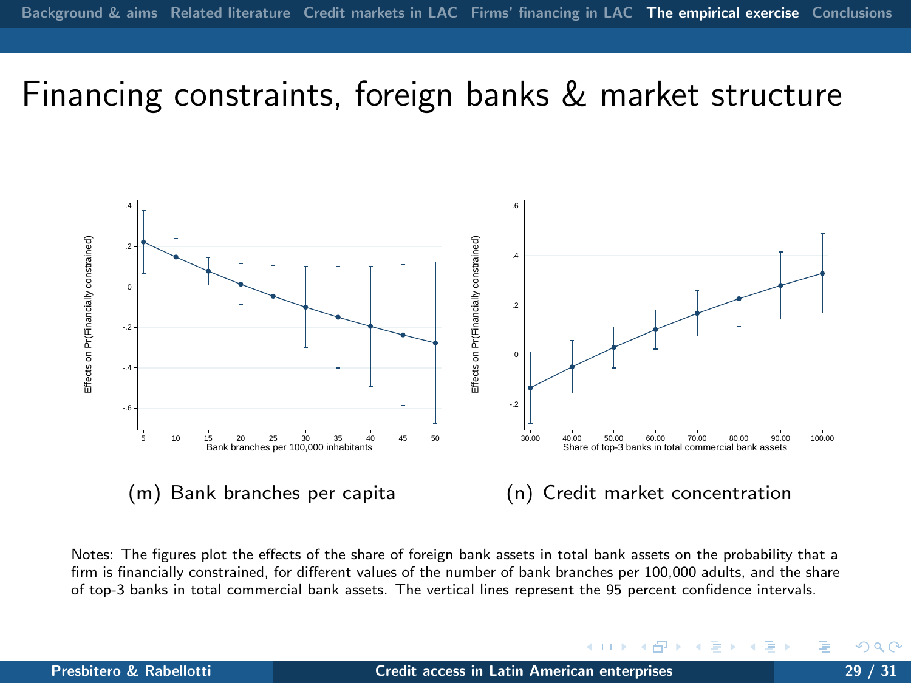# Financing constraints, foreign banks & market structure

(m) Bank branches per capita

(n) Credit market concentration

Notes: The figures plot the effects of the share of foreign bank assets in total bank assets on the probability that a firm is financially constrained, for different values of the number of bank branches per 100,000 adults, and the share of top-3 banks in total commercial bank assets. The vertical lines represent the 95 percent confidence intervals.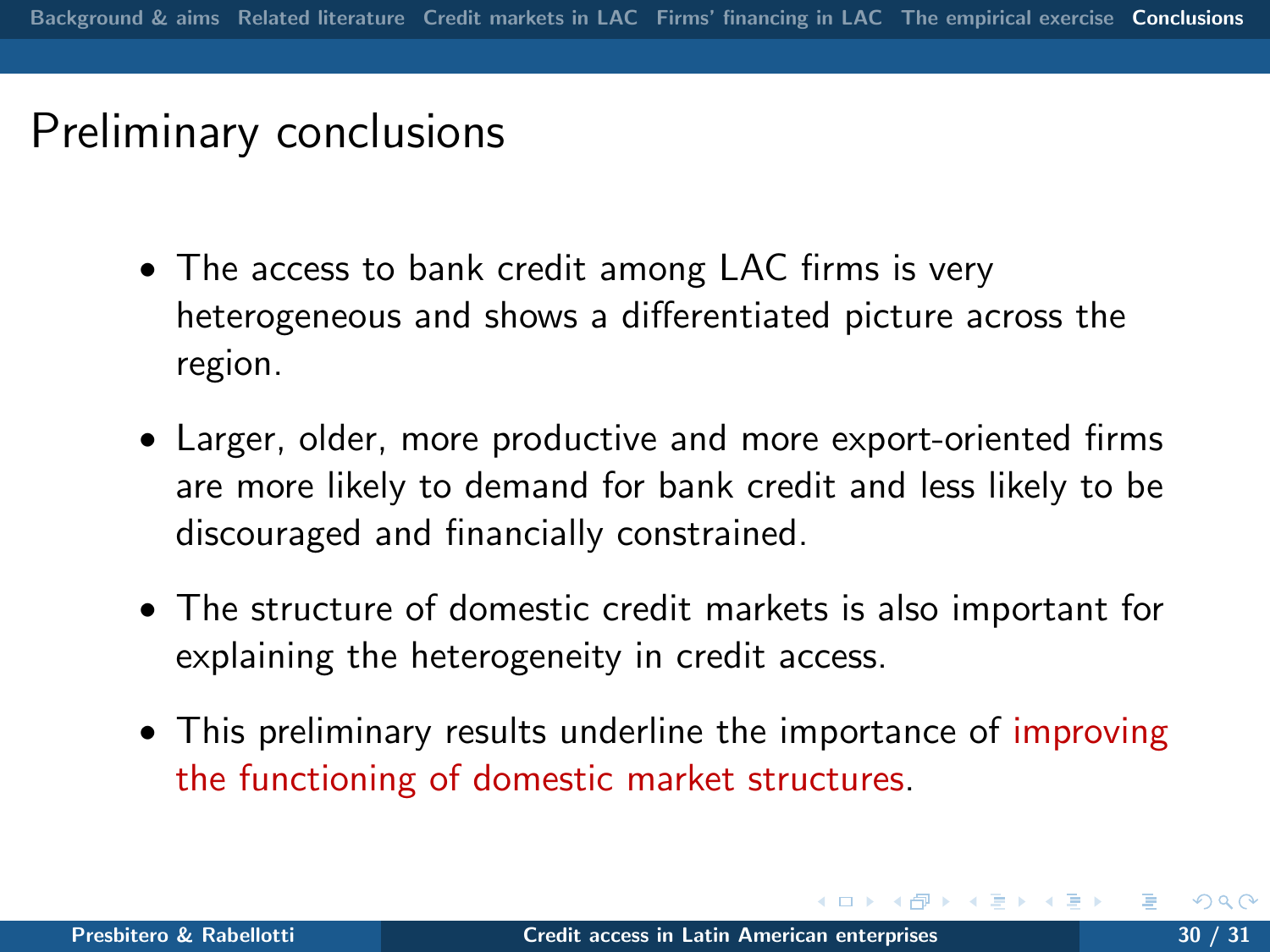# Preliminary conclusions

- The access to bank credit among LAC firms is very heterogeneous and shows a differentiated picture across the region.
- Larger, older, more productive and more export-oriented firms are more likely to demand for bank credit and less likely to be discouraged and financially constrained.
- The structure of domestic credit markets is also important for explaining the heterogeneity in credit access.
- This preliminary results underline the importance of improving the functioning of domestic market structures.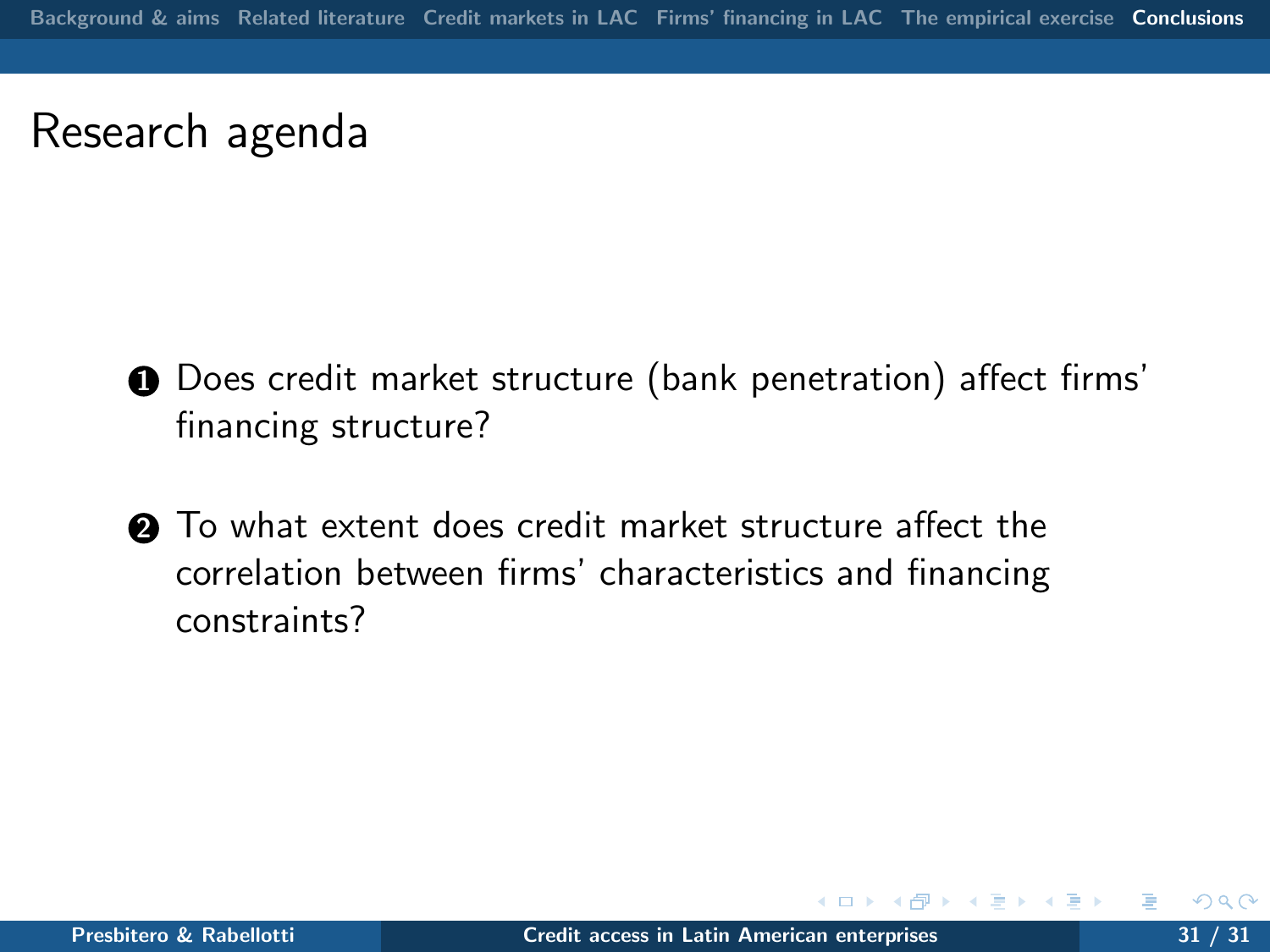# Research agenda

1. Does credit market structure (bank penetration) affect firms' financing structure?
2. To what extent does credit market structure affect the correlation between firms' characteristics and financing constraints?